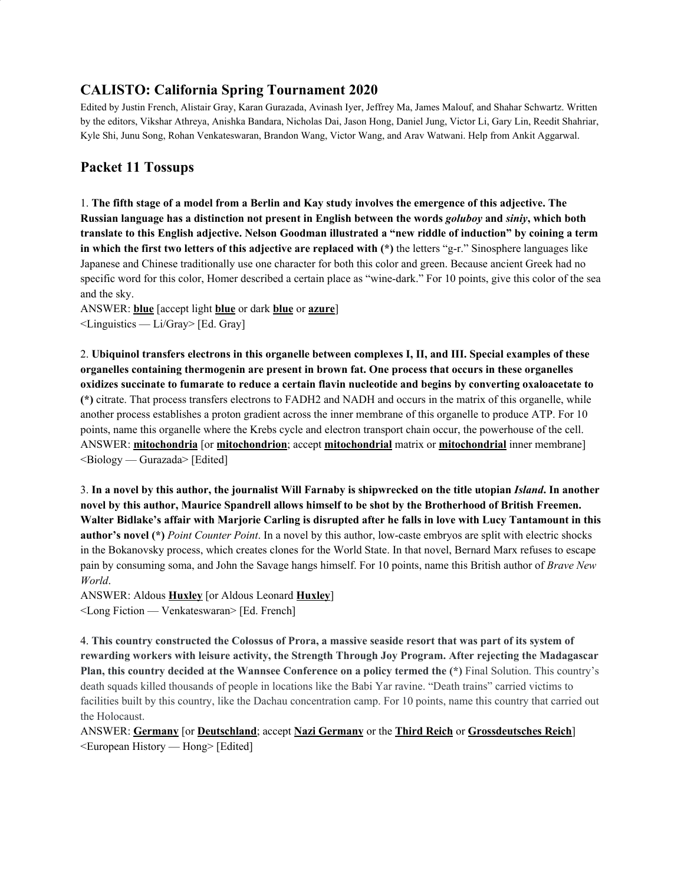## CALISTO: California Spring Tournament 2020

Edited by Justin French, Alistair Gray, Karan Gurazada, Avinash Iyer, Jeffrey Ma, James Malouf, and Shahar Schwartz. Written by the editors, Vikshar Athreya, Anishka Bandara, Nicholas Dai, Jason Hong, Daniel Jung, Victor Li, Gary Lin, Reedit Shahriar, Kyle Shi, Junu Song, Rohan Venkateswaran, Brandon Wang, Victor Wang, and Arav Watwani. Help from Ankit Aggarwal.

## Packet 11 Tossups

1. **The fifth stage of a model from a Berlin and Kay study involves the emergence of this adjective. The Russian language has a distinction not present in English between the words *goluboy* and *siniy*, which both translate to this English adjective. Nelson Goodman illustrated a "new riddle of induction" by coining a term in which the first two letters of this adjective are replaced with (*)** the letters "g-r." Sinosphere languages like Japanese and Chinese traditionally use one character for both this color and green. Because ancient Greek had no specific word for this color, Homer described a certain place as "wine-dark." For 10 points, give this color of the sea and the sky.
ANSWER: **blue** [accept light **blue** or dark **blue** or **azure**]
<Linguistics — Li/Gray> [Ed. Gray]

2. **Ubiquinol transfers electrons in this organelle between complexes I, II, and III. Special examples of these organelles containing thermogenin are present in brown fat. One process that occurs in these organelles oxidizes succinate to fumarate to reduce a certain flavin nucleotide and begins by converting oxaloacetate to (*)** citrate. That process transfers electrons to FADH2 and NADH and occurs in the matrix of this organelle, while another process establishes a proton gradient across the inner membrane of this organelle to produce ATP. For 10 points, name this organelle where the Krebs cycle and electron transport chain occur, the powerhouse of the cell.
ANSWER: **mitochondria** [or **mitochondrion**; accept **mitochondrial** matrix or **mitochondrial** inner membrane]
<Biology — Gurazada> [Edited]

3. **In a novel by this author, the journalist Will Farnaby is shipwrecked on the title utopian *Island*. In another novel by this author, Maurice Spandrell allows himself to be shot by the Brotherhood of British Freemen. Walter Bidlake's affair with Marjorie Carling is disrupted after he falls in love with Lucy Tantamount in this author's novel (*)** *Point Counter Point*. In a novel by this author, low-caste embryos are split with electric shocks in the Bokanovsky process, which creates clones for the World State. In that novel, Bernard Marx refuses to escape pain by consuming soma, and John the Savage hangs himself. For 10 points, name this British author of *Brave New World*.
ANSWER: Aldous **Huxley** [or Aldous Leonard **Huxley**]
<Long Fiction — Venkateswaran> [Ed. French]

4. **This country constructed the Colossus of Prora, a massive seaside resort that was part of its system of rewarding workers with leisure activity, the Strength Through Joy Program. After rejecting the Madagascar Plan, this country decided at the Wannsee Conference on a policy termed the (*)** Final Solution. This country's death squads killed thousands of people in locations like the Babi Yar ravine. "Death trains" carried victims to facilities built by this country, like the Dachau concentration camp. For 10 points, name this country that carried out the Holocaust.
ANSWER: **Germany** [or **Deutschland**; accept **Nazi Germany** or the **Third Reich** or **Grossdeutsches Reich**]
<European History — Hong> [Edited]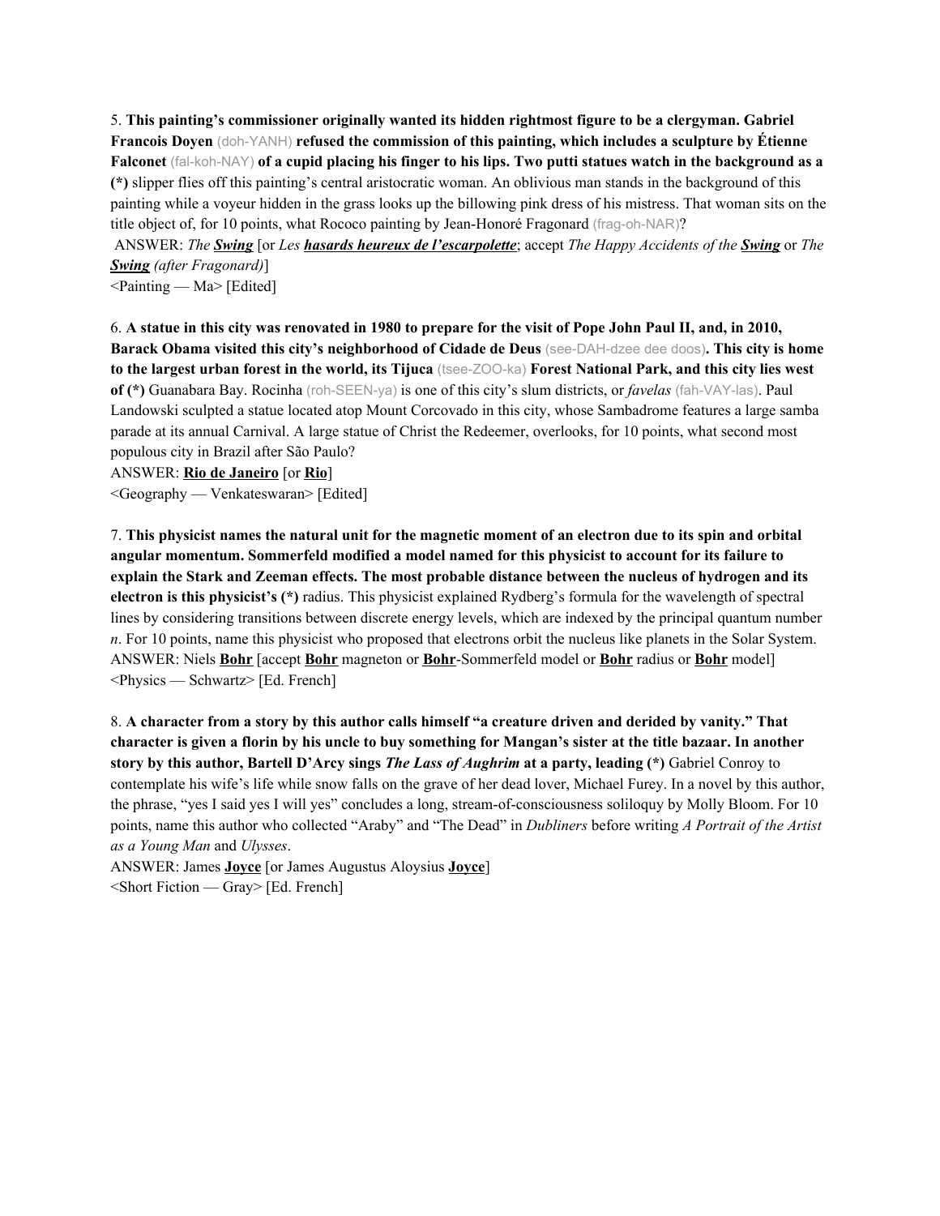5. **This painting's commissioner originally wanted its hidden rightmost figure to be a clergyman. Gabriel Francois Doyen** (doh-YANH) **refused the commission of this painting, which includes a sculpture by Étienne Falconet** (fal-koh-NAY) **of a cupid placing his finger to his lips. Two putti statues watch in the background as a (*)** slipper flies off this painting's central aristocratic woman. An oblivious man stands in the background of this painting while a voyeur hidden in the grass looks up the billowing pink dress of his mistress. That woman sits on the title object of, for 10 points, what Rococo painting by Jean-Honoré Fragonard (frag-oh-NAR)?

ANSWER: *The* ***Swing*** [or *Les* ***hasards heureux de l'escarpolette***; accept *The Happy Accidents of the* ***Swing*** or *The* ***Swing*** *(after Fragonard)*]

<Painting — Ma> [Edited]

6. **A statue in this city was renovated in 1980 to prepare for the visit of Pope John Paul II, and, in 2010, Barack Obama visited this city's neighborhood of Cidade de Deus** (see-DAH-dzee dee doos)**. This city is home to the largest urban forest in the world, its Tijuca** (tsee-ZOO-ka) **Forest National Park, and this city lies west of (*)** Guanabara Bay. Rocinha (roh-SEEN-ya) is one of this city's slum districts, or *favelas* (fah-VAY-las). Paul Landowski sculpted a statue located atop Mount Corcovado in this city, whose Sambadrome features a large samba parade at its annual Carnival. A large statue of Christ the Redeemer, overlooks, for 10 points, what second most populous city in Brazil after São Paulo?

ANSWER: **Rio de Janeiro** [or **Rio**]

<Geography — Venkateswaran> [Edited]

7. **This physicist names the natural unit for the magnetic moment of an electron due to its spin and orbital angular momentum. Sommerfeld modified a model named for this physicist to account for its failure to explain the Stark and Zeeman effects. The most probable distance between the nucleus of hydrogen and its electron is this physicist's (*)** radius. This physicist explained Rydberg's formula for the wavelength of spectral lines by considering transitions between discrete energy levels, which are indexed by the principal quantum number *n*. For 10 points, name this physicist who proposed that electrons orbit the nucleus like planets in the Solar System.

ANSWER: Niels **Bohr** [accept **Bohr** magneton or **Bohr**-Sommerfeld model or **Bohr** radius or **Bohr** model]

<Physics — Schwartz> [Ed. French]

8. **A character from a story by this author calls himself "a creature driven and derided by vanity." That character is given a florin by his uncle to buy something for Mangan's sister at the title bazaar. In another story by this author, Bartell D'Arcy sings *The Lass of Aughrim* at a party, leading (*)** Gabriel Conroy to contemplate his wife's life while snow falls on the grave of her dead lover, Michael Furey. In a novel by this author, the phrase, "yes I said yes I will yes" concludes a long, stream-of-consciousness soliloquy by Molly Bloom. For 10 points, name this author who collected "Araby" and "The Dead" in *Dubliners* before writing *A Portrait of the Artist as a Young Man* and *Ulysses*.

ANSWER: James **Joyce** [or James Augustus Aloysius **Joyce**]

<Short Fiction — Gray> [Ed. French]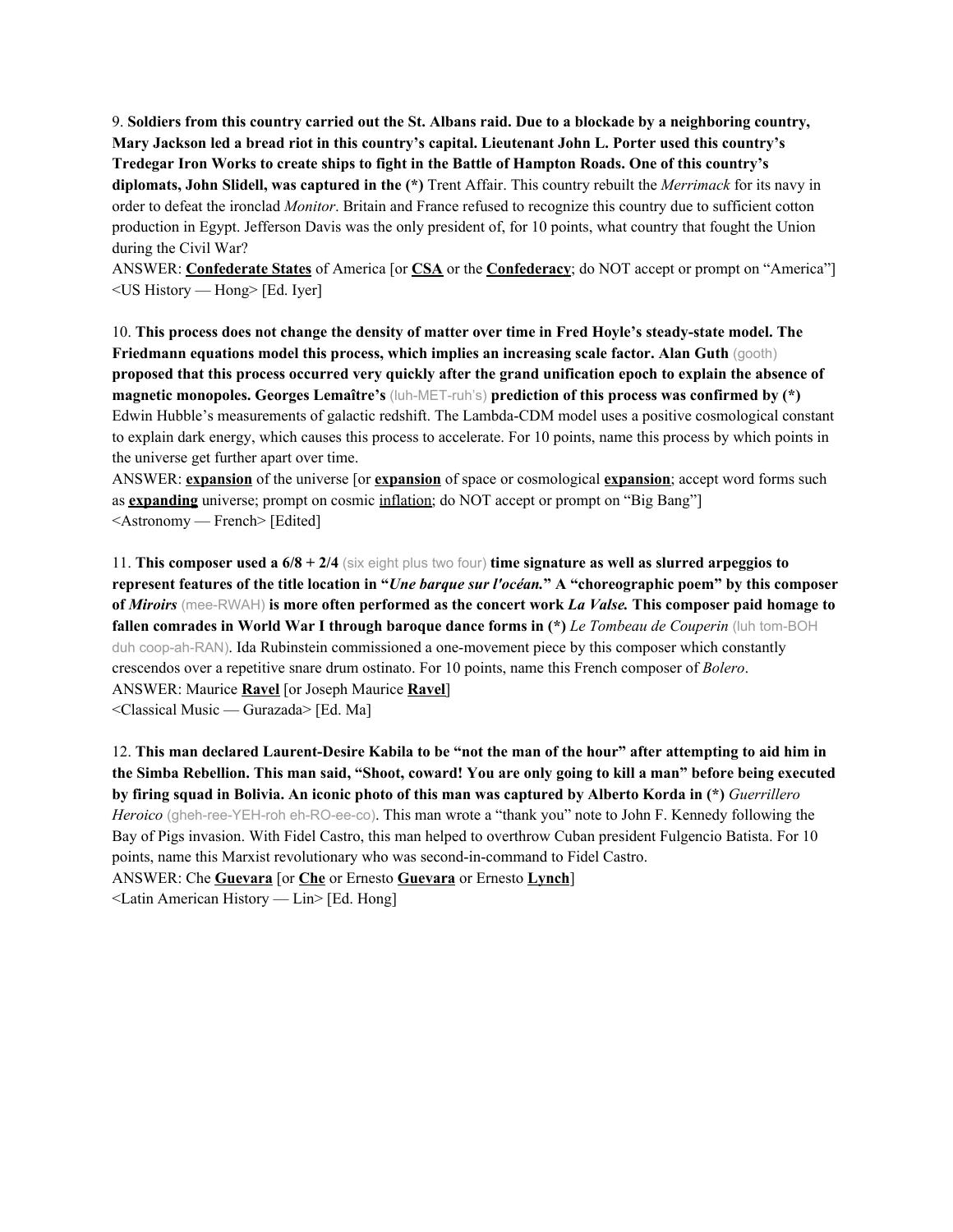9. **Soldiers from this country carried out the St. Albans raid. Due to a blockade by a neighboring country, Mary Jackson led a bread riot in this country's capital. Lieutenant John L. Porter used this country's Tredegar Iron Works to create ships to fight in the Battle of Hampton Roads. One of this country's diplomats, John Slidell, was captured in the (*)** Trent Affair. This country rebuilt the *Merrimack* for its navy in order to defeat the ironclad *Monitor*. Britain and France refused to recognize this country due to sufficient cotton production in Egypt. Jefferson Davis was the only president of, for 10 points, what country that fought the Union during the Civil War?

ANSWER: **Confederate States** of America [or **CSA** or the **Confederacy**; do NOT accept or prompt on "America"]
<US History — Hong> [Ed. Iyer]

10. **This process does not change the density of matter over time in Fred Hoyle's steady-state model. The Friedmann equations model this process, which implies an increasing scale factor. Alan Guth** (gooth) **proposed that this process occurred very quickly after the grand unification epoch to explain the absence of magnetic monopoles. Georges Lemaître's** (luh-MET-ruh's) **prediction of this process was confirmed by (*)** Edwin Hubble's measurements of galactic redshift. The Lambda-CDM model uses a positive cosmological constant to explain dark energy, which causes this process to accelerate. For 10 points, name this process by which points in the universe get further apart over time.

ANSWER: **expansion** of the universe [or **expansion** of space or cosmological **expansion**; accept word forms such as **expanding** universe; prompt on cosmic inflation; do NOT accept or prompt on "Big Bang"]
<Astronomy — French> [Edited]

11. **This composer used a 6/8 + 2/4** (six eight plus two four) **time signature as well as slurred arpeggios to represent features of the title location in "*Une barque sur l'océan.*" A "choreographic poem" by this composer of *Miroirs*** (mee-RWAH) **is more often performed as the concert work *La Valse.* This composer paid homage to fallen comrades in World War I through baroque dance forms in (*)** *Le Tombeau de Couperin* (luh tom-BOH duh coop-ah-RAN). Ida Rubinstein commissioned a one-movement piece by this composer which constantly crescendos over a repetitive snare drum ostinato. For 10 points, name this French composer of *Bolero*.

ANSWER: Maurice **Ravel** [or Joseph Maurice **Ravel**]
<Classical Music — Gurazada> [Ed. Ma]

12. **This man declared Laurent-Desire Kabila to be "not the man of the hour" after attempting to aid him in the Simba Rebellion. This man said, "Shoot, coward! You are only going to kill a man" before being executed by firing squad in Bolivia. An iconic photo of this man was captured by Alberto Korda in (*)** *Guerrillero Heroico* (gheh-ree-YEH-roh eh-RO-ee-co). This man wrote a "thank you" note to John F. Kennedy following the Bay of Pigs invasion. With Fidel Castro, this man helped to overthrow Cuban president Fulgencio Batista. For 10 points, name this Marxist revolutionary who was second-in-command to Fidel Castro.

ANSWER: Che **Guevara** [or **Che** or Ernesto **Guevara** or Ernesto **Lynch**]
<Latin American History — Lin> [Ed. Hong]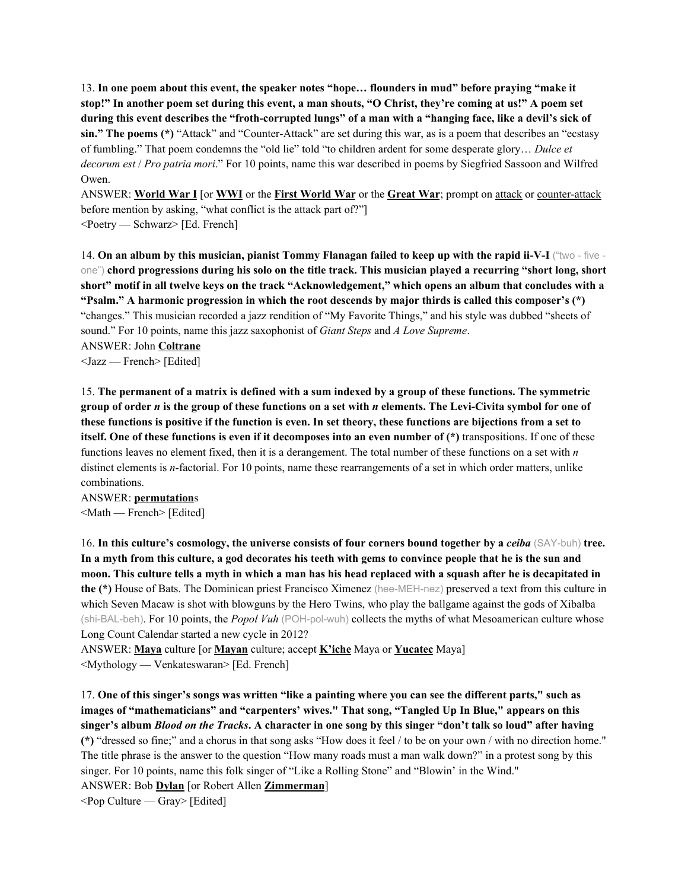13. **In one poem about this event, the speaker notes "hope… flounders in mud" before praying "make it stop!" In another poem set during this event, a man shouts, "O Christ, they're coming at us!" A poem set during this event describes the "froth-corrupted lungs" of a man with a "hanging face, like a devil's sick of sin." The poems (*)** "Attack" and "Counter-Attack" are set during this war, as is a poem that describes an "ecstasy of fumbling." That poem condemns the "old lie" told "to children ardent for some desperate glory… *Dulce et decorum est* / *Pro patria mori*." For 10 points, name this war described in poems by Siegfried Sassoon and Wilfred Owen.

ANSWER: **World War I** [or **WWI** or the **First World War** or the **Great War**; prompt on attack or counter-attack before mention by asking, "what conflict is the attack part of?"]

<Poetry — Schwarz> [Ed. French]

14. **On an album by this musician, pianist Tommy Flanagan failed to keep up with the rapid ii-V-I** ("two - five - one") **chord progressions during his solo on the title track. This musician played a recurring "short long, short short" motif in all twelve keys on the track "Acknowledgement," which opens an album that concludes with a "Psalm." A harmonic progression in which the root descends by major thirds is called this composer's (*)** "changes." This musician recorded a jazz rendition of "My Favorite Things," and his style was dubbed "sheets of sound." For 10 points, name this jazz saxophonist of *Giant Steps* and *A Love Supreme*.

ANSWER: John **Coltrane**

<Jazz — French> [Edited]

15. **The permanent of a matrix is defined with a sum indexed by a group of these functions. The symmetric group of order *n* is the group of these functions on a set with *n* elements. The Levi-Civita symbol for one of these functions is positive if the function is even. In set theory, these functions are bijections from a set to itself. One of these functions is even if it decomposes into an even number of (*)** transpositions. If one of these functions leaves no element fixed, then it is a derangement. The total number of these functions on a set with *n* distinct elements is *n*-factorial. For 10 points, name these rearrangements of a set in which order matters, unlike combinations.

ANSWER: **permutation**s

<Math — French> [Edited]

16. **In this culture's cosmology, the universe consists of four corners bound together by a *ceiba*** (SAY-buh) **tree. In a myth from this culture, a god decorates his teeth with gems to convince people that he is the sun and moon. This culture tells a myth in which a man has his head replaced with a squash after he is decapitated in the (*)** House of Bats. The Dominican priest Francisco Ximenez (hee-MEH-nez) preserved a text from this culture in which Seven Macaw is shot with blowguns by the Hero Twins, who play the ballgame against the gods of Xibalba (shi-BAL-beh). For 10 points, the *Popol Vuh* (POH-pol-wuh) collects the myths of what Mesoamerican culture whose Long Count Calendar started a new cycle in 2012?

ANSWER: **Maya** culture [or **Mayan** culture; accept **K'iche** Maya or **Yucatec** Maya]

<Mythology — Venkateswaran> [Ed. French]

17. **One of this singer's songs was written "like a painting where you can see the different parts," such as images of "mathematicians" and "carpenters' wives." That song, "Tangled Up In Blue," appears on this singer's album *Blood on the Tracks*. A character in one song by this singer "don't talk so loud" after having (*)** "dressed so fine;" and a chorus in that song asks "How does it feel / to be on your own / with no direction home." The title phrase is the answer to the question "How many roads must a man walk down?" in a protest song by this singer. For 10 points, name this folk singer of "Like a Rolling Stone" and "Blowin' in the Wind."

ANSWER: Bob **Dylan** [or Robert Allen **Zimmerman**]

<Pop Culture — Gray> [Edited]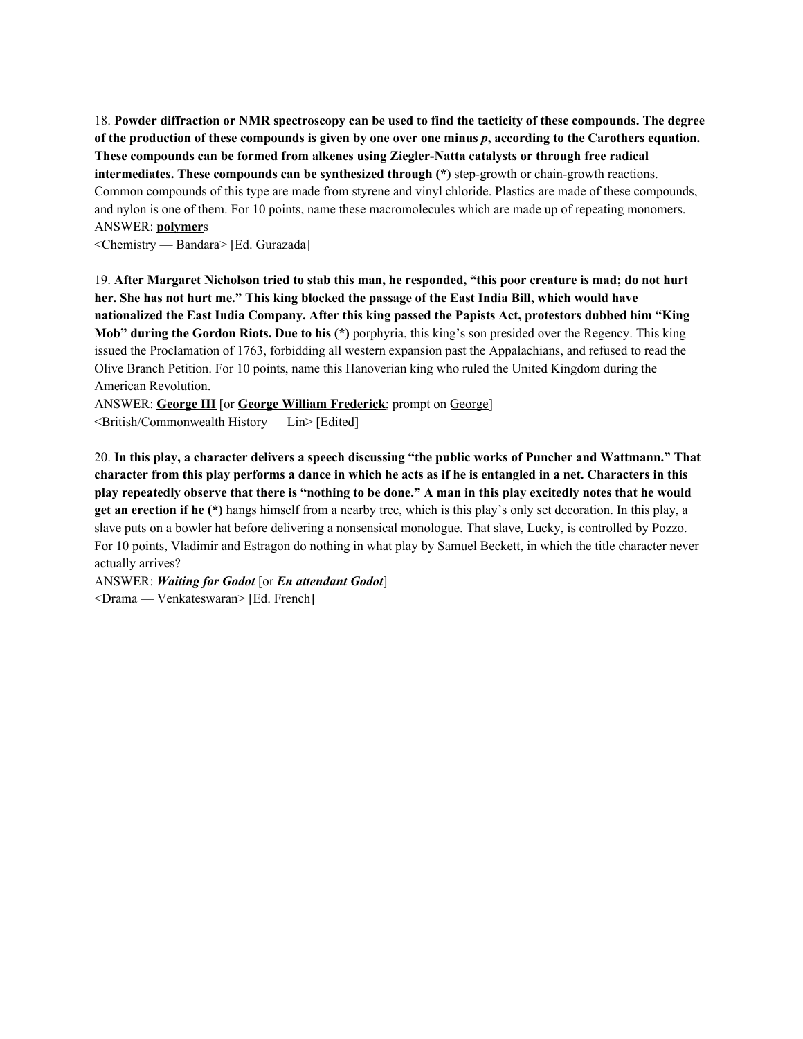18. **Powder diffraction or NMR spectroscopy can be used to find the tacticity of these compounds. The degree of the production of these compounds is given by one over one minus *p*, according to the Carothers equation. These compounds can be formed from alkenes using Ziegler-Natta catalysts or through free radical intermediates. These compounds can be synthesized through (*)** step-growth or chain-growth reactions. Common compounds of this type are made from styrene and vinyl chloride. Plastics are made of these compounds, and nylon is one of them. For 10 points, name these macromolecules which are made up of repeating monomers.

ANSWER: **<u>polymer</u>**s

<Chemistry — Bandara> [Ed. Gurazada]

19. **After Margaret Nicholson tried to stab this man, he responded, "this poor creature is mad; do not hurt her. She has not hurt me." This king blocked the passage of the East India Bill, which would have nationalized the East India Company. After this king passed the Papists Act, protestors dubbed him "King Mob" during the Gordon Riots. Due to his (*)** porphyria, this king's son presided over the Regency. This king issued the Proclamation of 1763, forbidding all western expansion past the Appalachians, and refused to read the Olive Branch Petition. For 10 points, name this Hanoverian king who ruled the United Kingdom during the American Revolution.

ANSWER: **<u>George III</u>** [or **<u>George William Frederick</u>**; prompt on <u>George</u>]

<British/Commonwealth History — Lin> [Edited]

20. **In this play, a character delivers a speech discussing "the public works of Puncher and Wattmann." That character from this play performs a dance in which he acts as if he is entangled in a net. Characters in this play repeatedly observe that there is "nothing to be done." A man in this play excitedly notes that he would get an erection if he (*)** hangs himself from a nearby tree, which is this play's only set decoration. In this play, a slave puts on a bowler hat before delivering a nonsensical monologue. That slave, Lucky, is controlled by Pozzo. For 10 points, Vladimir and Estragon do nothing in what play by Samuel Beckett, in which the title character never actually arrives?

ANSWER: ***<u>Waiting for Godot</u>*** [or ***<u>En attendant Godot</u>***]

<Drama — Venkateswaran> [Ed. French]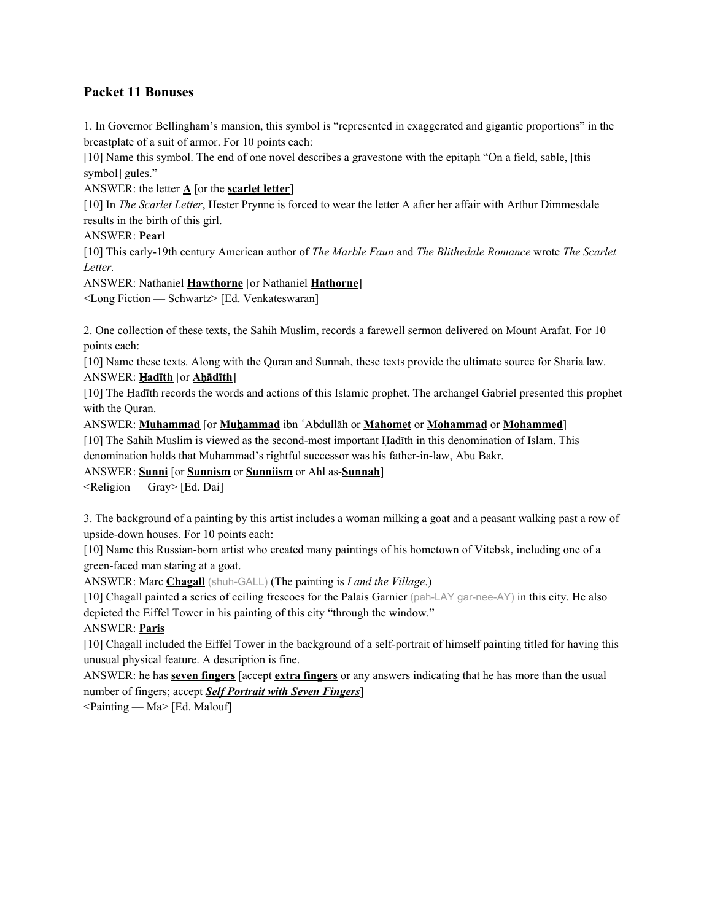## Packet 11 Bonuses

1. In Governor Bellingham's mansion, this symbol is "represented in exaggerated and gigantic proportions" in the breastplate of a suit of armor. For 10 points each:

[10] Name this symbol. The end of one novel describes a gravestone with the epitaph "On a field, sable, [this symbol] gules."

ANSWER: the letter **A** [or the **scarlet letter**]

[10] In *The Scarlet Letter*, Hester Prynne is forced to wear the letter A after her affair with Arthur Dimmesdale results in the birth of this girl.

ANSWER: **Pearl**

[10] This early-19th century American author of *The Marble Faun* and *The Blithedale Romance* wrote *The Scarlet Letter.*

ANSWER: Nathaniel **Hawthorne** [or Nathaniel **Hathorne**]

<Long Fiction — Schwartz> [Ed. Venkateswaran]

2. One collection of these texts, the Sahih Muslim, records a farewell sermon delivered on Mount Arafat. For 10 points each:

[10] Name these texts. Along with the Quran and Sunnah, these texts provide the ultimate source for Sharia law.

ANSWER: **Ḥadīth** [or **Aḥādīth**]

[10] The Ḥadīth records the words and actions of this Islamic prophet. The archangel Gabriel presented this prophet with the Quran.

ANSWER: **Muhammad** [or **Muḥammad** ibn ʿAbdullāh or **Mahomet** or **Mohammad** or **Mohammed**]

[10] The Sahih Muslim is viewed as the second-most important Ḥadīth in this denomination of Islam. This denomination holds that Muhammad's rightful successor was his father-in-law, Abu Bakr.

ANSWER: **Sunni** [or **Sunnism** or **Sunniism** or Ahl as-**Sunnah**]

<Religion — Gray> [Ed. Dai]

3. The background of a painting by this artist includes a woman milking a goat and a peasant walking past a row of upside-down houses. For 10 points each:

[10] Name this Russian-born artist who created many paintings of his hometown of Vitebsk, including one of a green-faced man staring at a goat.

ANSWER: Marc **Chagall** (shuh-GALL) (The painting is *I and the Village*.)

[10] Chagall painted a series of ceiling frescoes for the Palais Garnier (pah-LAY gar-nee-AY) in this city. He also depicted the Eiffel Tower in his painting of this city "through the window."

ANSWER: **Paris**

[10] Chagall included the Eiffel Tower in the background of a self-portrait of himself painting titled for having this unusual physical feature. A description is fine.

ANSWER: he has **seven fingers** [accept **extra fingers** or any answers indicating that he has more than the usual number of fingers; accept ***Self Portrait with Seven Fingers***]

<Painting — Ma> [Ed. Malouf]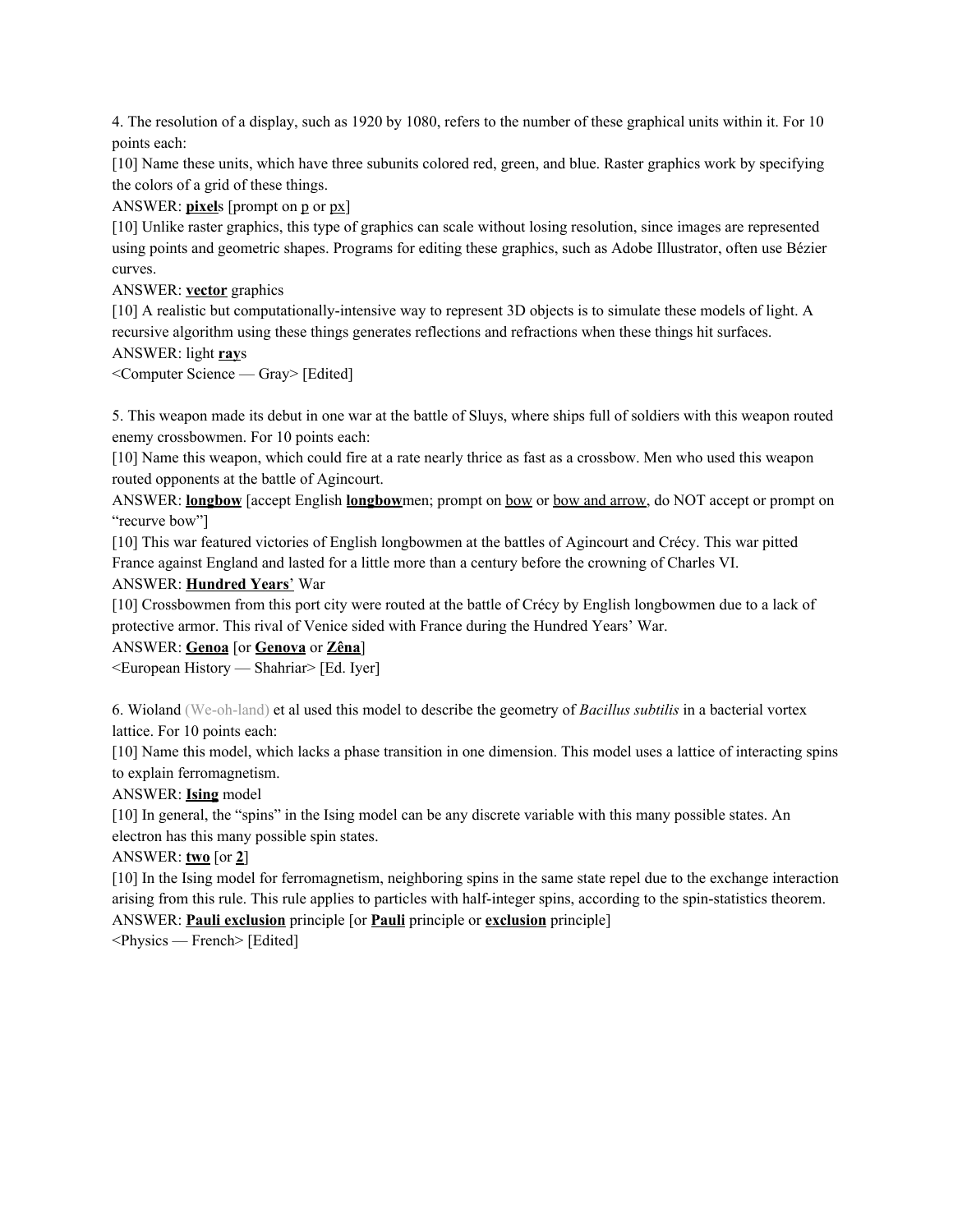4. The resolution of a display, such as 1920 by 1080, refers to the number of these graphical units within it. For 10 points each:

[10] Name these units, which have three subunits colored red, green, and blue. Raster graphics work by specifying the colors of a grid of these things.

ANSWER: **<u>pixel</u>**s [prompt on <u>p</u> or <u>px</u>]

[10] Unlike raster graphics, this type of graphics can scale without losing resolution, since images are represented using points and geometric shapes. Programs for editing these graphics, such as Adobe Illustrator, often use Bézier curves.

ANSWER: **<u>vector</u>** graphics

[10] A realistic but computationally-intensive way to represent 3D objects is to simulate these models of light. A recursive algorithm using these things generates reflections and refractions when these things hit surfaces.

ANSWER: light **<u>ray</u>**s

<Computer Science — Gray> [Edited]

5. This weapon made its debut in one war at the battle of Sluys, where ships full of soldiers with this weapon routed enemy crossbowmen. For 10 points each:

[10] Name this weapon, which could fire at a rate nearly thrice as fast as a crossbow. Men who used this weapon routed opponents at the battle of Agincourt.

ANSWER: **<u>longbow</u>** [accept English **<u>longbow</u>**men; prompt on <u>bow</u> or <u>bow and arrow</u>, do NOT accept or prompt on "recurve bow"]

[10] This war featured victories of English longbowmen at the battles of Agincourt and Crécy. This war pitted France against England and lasted for a little more than a century before the crowning of Charles VI.

ANSWER: **<u>Hundred Years</u>**' War

[10] Crossbowmen from this port city were routed at the battle of Crécy by English longbowmen due to a lack of protective armor. This rival of Venice sided with France during the Hundred Years' War.

ANSWER: **<u>Genoa</u>** [or **<u>Genova</u>** or **<u>Zêna</u>**]

<European History — Shahriar> [Ed. Iyer]

6. Wioland (We-oh-land) et al used this model to describe the geometry of *Bacillus subtilis* in a bacterial vortex lattice. For 10 points each:

[10] Name this model, which lacks a phase transition in one dimension. This model uses a lattice of interacting spins to explain ferromagnetism.

ANSWER: **<u>Ising</u>** model

[10] In general, the "spins" in the Ising model can be any discrete variable with this many possible states. An electron has this many possible spin states.

ANSWER: **<u>two</u>** [or **<u>2</u>**]

[10] In the Ising model for ferromagnetism, neighboring spins in the same state repel due to the exchange interaction arising from this rule. This rule applies to particles with half-integer spins, according to the spin-statistics theorem.

ANSWER: **<u>Pauli exclusion</u>** principle [or **<u>Pauli</u>** principle or **<u>exclusion</u>** principle]

<Physics — French> [Edited]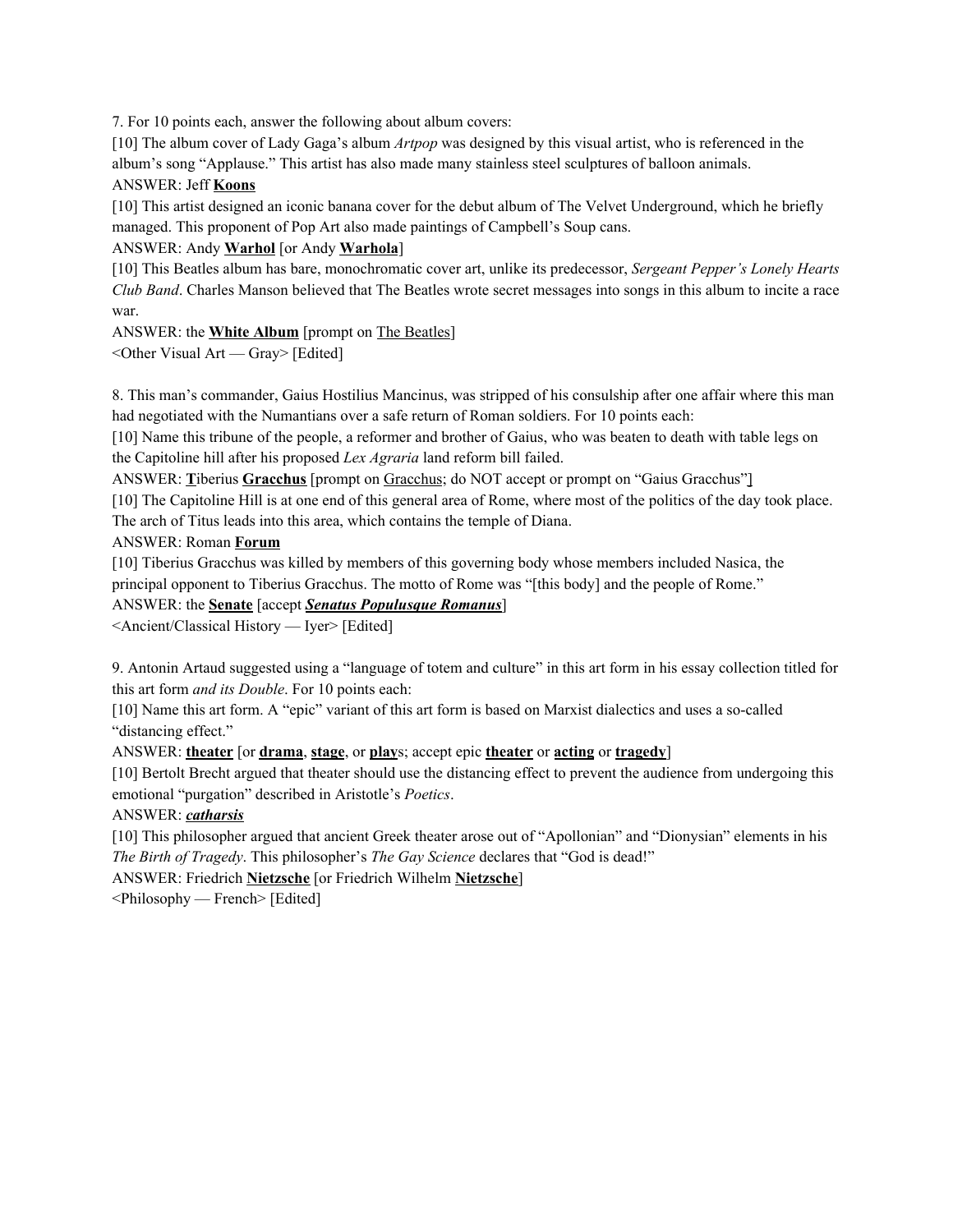7. For 10 points each, answer the following about album covers:

[10] The album cover of Lady Gaga's album *Artpop* was designed by this visual artist, who is referenced in the album's song "Applause." This artist has also made many stainless steel sculptures of balloon animals.

ANSWER: Jeff **Koons**

[10] This artist designed an iconic banana cover for the debut album of The Velvet Underground, which he briefly managed. This proponent of Pop Art also made paintings of Campbell's Soup cans.

ANSWER: Andy **Warhol** [or Andy **Warhola**]

[10] This Beatles album has bare, monochromatic cover art, unlike its predecessor, *Sergeant Pepper's Lonely Hearts Club Band*. Charles Manson believed that The Beatles wrote secret messages into songs in this album to incite a race war.

ANSWER: the **White Album** [prompt on The Beatles]

<Other Visual Art — Gray> [Edited]

8. This man's commander, Gaius Hostilius Mancinus, was stripped of his consulship after one affair where this man had negotiated with the Numantians over a safe return of Roman soldiers. For 10 points each:

[10] Name this tribune of the people, a reformer and brother of Gaius, who was beaten to death with table legs on the Capitoline hill after his proposed *Lex Agraria* land reform bill failed.

ANSWER: **T**iberius **Gracchus** [prompt on Gracchus; do NOT accept or prompt on "Gaius Gracchus"]

[10] The Capitoline Hill is at one end of this general area of Rome, where most of the politics of the day took place. The arch of Titus leads into this area, which contains the temple of Diana.

ANSWER: Roman **Forum**

[10] Tiberius Gracchus was killed by members of this governing body whose members included Nasica, the principal opponent to Tiberius Gracchus. The motto of Rome was "[this body] and the people of Rome."

ANSWER: the **Senate** [accept ***Senatus Populusque Romanus***]

<Ancient/Classical History — Iyer> [Edited]

9. Antonin Artaud suggested using a "language of totem and culture" in this art form in his essay collection titled for this art form *and its Double*. For 10 points each:

[10] Name this art form. A "epic" variant of this art form is based on Marxist dialectics and uses a so-called "distancing effect."

ANSWER: **theater** [or **drama**, **stage**, or **play**s; accept epic **theater** or **acting** or **tragedy**]

[10] Bertolt Brecht argued that theater should use the distancing effect to prevent the audience from undergoing this emotional "purgation" described in Aristotle's *Poetics*.

ANSWER: ***catharsis***

[10] This philosopher argued that ancient Greek theater arose out of "Apollonian" and "Dionysian" elements in his *The Birth of Tragedy*. This philosopher's *The Gay Science* declares that "God is dead!"

ANSWER: Friedrich **Nietzsche** [or Friedrich Wilhelm **Nietzsche**]

<Philosophy — French> [Edited]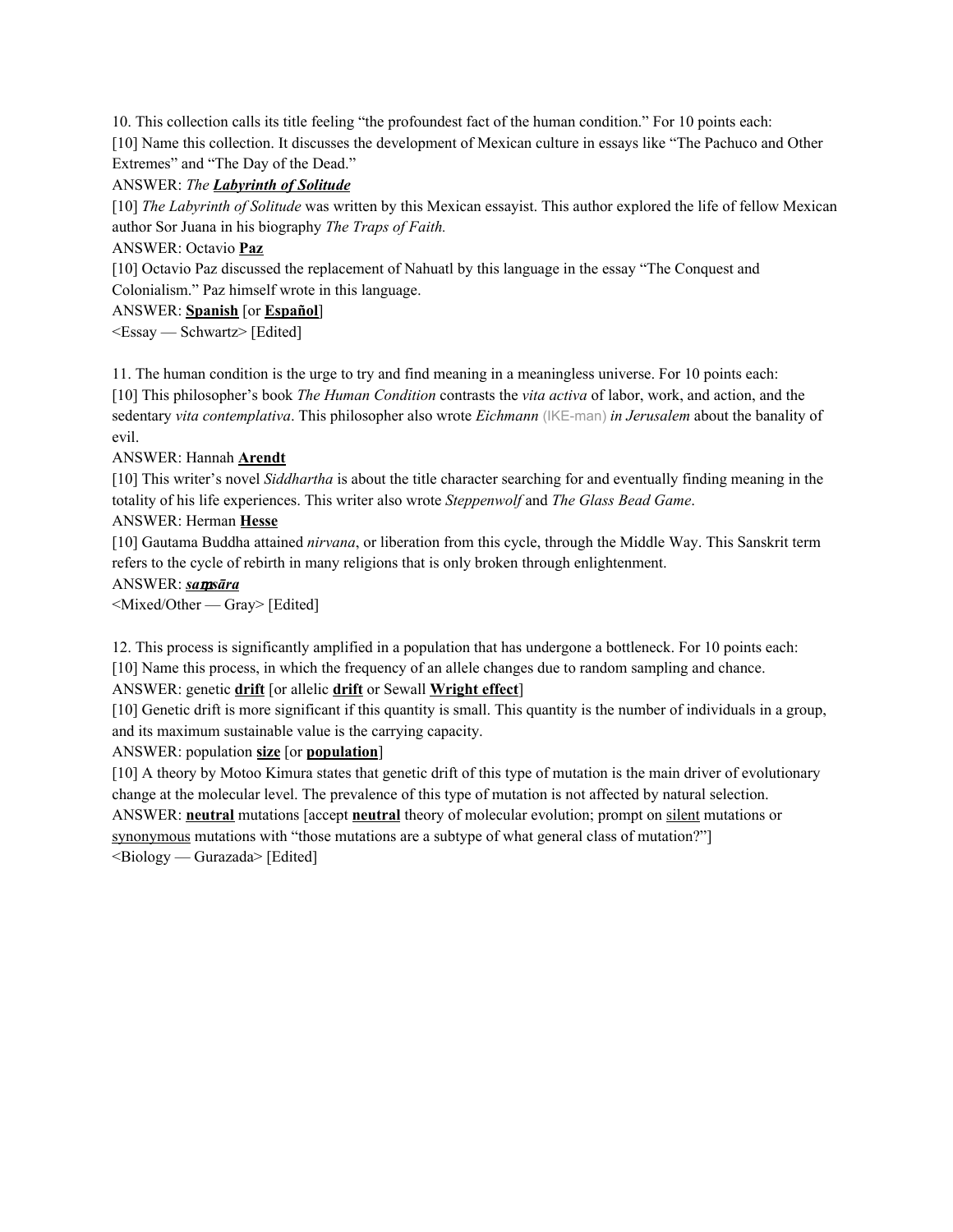10. This collection calls its title feeling “the profoundest fact of the human condition.” For 10 points each:

[10] Name this collection. It discusses the development of Mexican culture in essays like “The Pachuco and Other Extremes” and “The Day of the Dead.”

ANSWER: *The* ***Labyrinth of Solitude***

[10] *The Labyrinth of Solitude* was written by this Mexican essayist. This author explored the life of fellow Mexican author Sor Juana in his biography *The Traps of Faith.*

ANSWER: Octavio **Paz**

[10] Octavio Paz discussed the replacement of Nahuatl by this language in the essay “The Conquest and Colonialism.” Paz himself wrote in this language.

ANSWER: **Spanish** [or **Español**]

<Essay — Schwartz> [Edited]

11. The human condition is the urge to try and find meaning in a meaningless universe. For 10 points each:

[10] This philosopher’s book *The Human Condition* contrasts the *vita activa* of labor, work, and action, and the sedentary *vita contemplativa*. This philosopher also wrote *Eichmann* (IKE-man) *in Jerusalem* about the banality of evil.

ANSWER: Hannah **Arendt**

[10] This writer’s novel *Siddhartha* is about the title character searching for and eventually finding meaning in the totality of his life experiences. This writer also wrote *Steppenwolf* and *The Glass Bead Game*.

ANSWER: Herman **Hesse**

[10] Gautama Buddha attained *nirvana*, or liberation from this cycle, through the Middle Way. This Sanskrit term refers to the cycle of rebirth in many religions that is only broken through enlightenment.

ANSWER: ***saṃsāra***

<Mixed/Other — Gray> [Edited]

12. This process is significantly amplified in a population that has undergone a bottleneck. For 10 points each:

[10] Name this process, in which the frequency of an allele changes due to random sampling and chance.

ANSWER: genetic **drift** [or allelic **drift** or Sewall **Wright effect**]

[10] Genetic drift is more significant if this quantity is small. This quantity is the number of individuals in a group, and its maximum sustainable value is the carrying capacity.

ANSWER: population **size** [or **population**]

[10] A theory by Motoo Kimura states that genetic drift of this type of mutation is the main driver of evolutionary change at the molecular level. The prevalence of this type of mutation is not affected by natural selection.

ANSWER: **neutral** mutations [accept **neutral** theory of molecular evolution; prompt on silent mutations or synonymous mutations with “those mutations are a subtype of what general class of mutation?”]

<Biology — Gurazada> [Edited]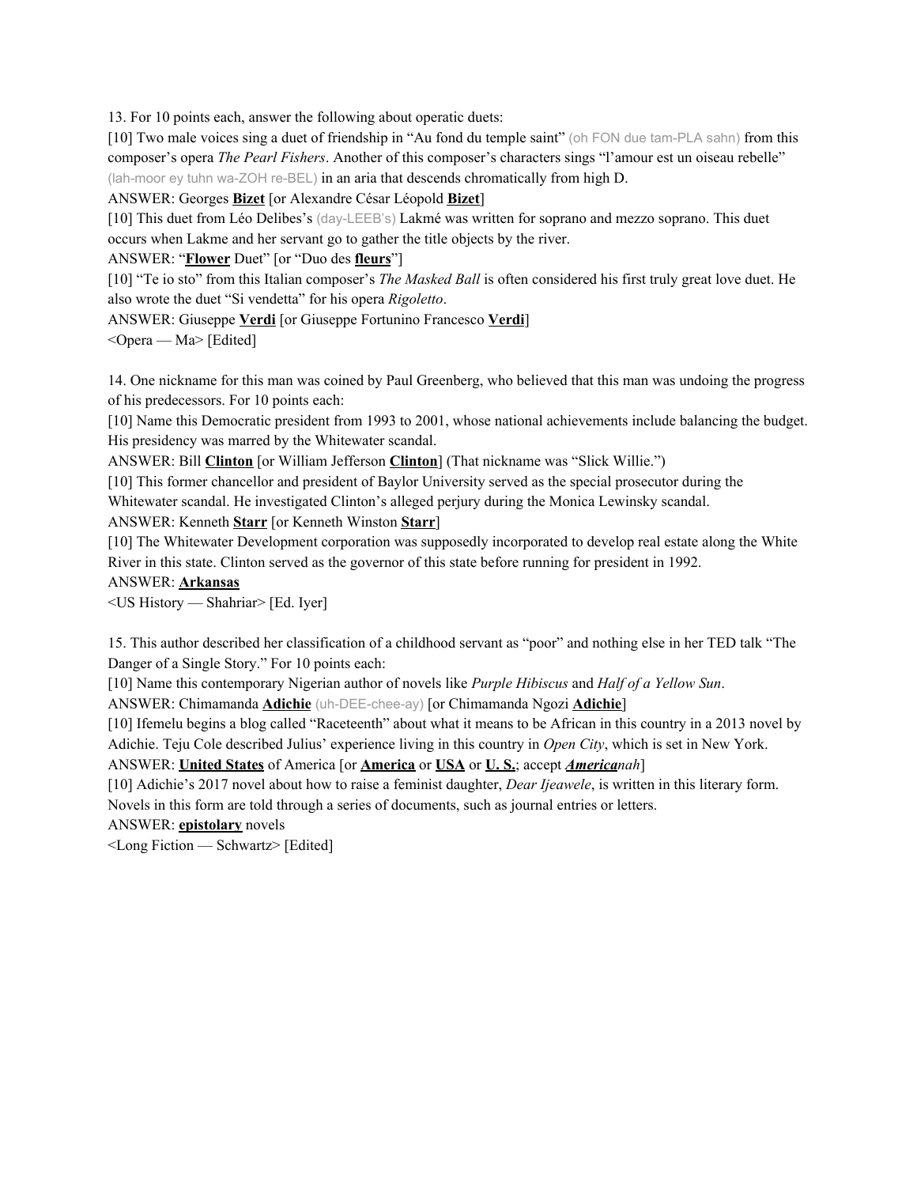13. For 10 points each, answer the following about operatic duets:

[10] Two male voices sing a duet of friendship in "Au fond du temple saint" (oh FON due tam-PLA sahn) from this composer's opera *The Pearl Fishers*. Another of this composer's characters sings "l'amour est un oiseau rebelle" (lah-moor ey tuhn wa-ZOH re-BEL) in an aria that descends chromatically from high D.

ANSWER: Georges **Bizet** [or Alexandre César Léopold **Bizet**]

[10] This duet from Léo Delibes's (day-LEEB's) Lakmé was written for soprano and mezzo soprano. This duet occurs when Lakme and her servant go to gather the title objects by the river.

ANSWER: "**Flower** Duet" [or "Duo des **fleurs**"]

[10] "Te io sto" from this Italian composer's *The Masked Ball* is often considered his first truly great love duet. He also wrote the duet "Si vendetta" for his opera *Rigoletto*.

ANSWER: Giuseppe **Verdi** [or Giuseppe Fortunino Francesco **Verdi**]

<Opera — Ma> [Edited]

14. One nickname for this man was coined by Paul Greenberg, who believed that this man was undoing the progress of his predecessors. For 10 points each:

[10] Name this Democratic president from 1993 to 2001, whose national achievements include balancing the budget. His presidency was marred by the Whitewater scandal.

ANSWER: Bill **Clinton** [or William Jefferson **Clinton**] (That nickname was "Slick Willie.")

[10] This former chancellor and president of Baylor University served as the special prosecutor during the Whitewater scandal. He investigated Clinton's alleged perjury during the Monica Lewinsky scandal.

ANSWER: Kenneth **Starr** [or Kenneth Winston **Starr**]

[10] The Whitewater Development corporation was supposedly incorporated to develop real estate along the White River in this state. Clinton served as the governor of this state before running for president in 1992.

ANSWER: **Arkansas**

<US History — Shahriar> [Ed. Iyer]

15. This author described her classification of a childhood servant as "poor" and nothing else in her TED talk "The Danger of a Single Story." For 10 points each:

[10] Name this contemporary Nigerian author of novels like *Purple Hibiscus* and *Half of a Yellow Sun*.

ANSWER: Chimamanda **Adichie** (uh-DEE-chee-ay) [or Chimamanda Ngozi **Adichie**]

[10] Ifemelu begins a blog called "Raceteenth" about what it means to be African in this country in a 2013 novel by Adichie. Teju Cole described Julius' experience living in this country in *Open City*, which is set in New York.

ANSWER: **United States** of America [or **America** or **USA** or **U. S.**; accept ***America**nah*]

[10] Adichie's 2017 novel about how to raise a feminist daughter, *Dear Ijeawele*, is written in this literary form. Novels in this form are told through a series of documents, such as journal entries or letters.

ANSWER: **epistolary** novels

<Long Fiction — Schwartz> [Edited]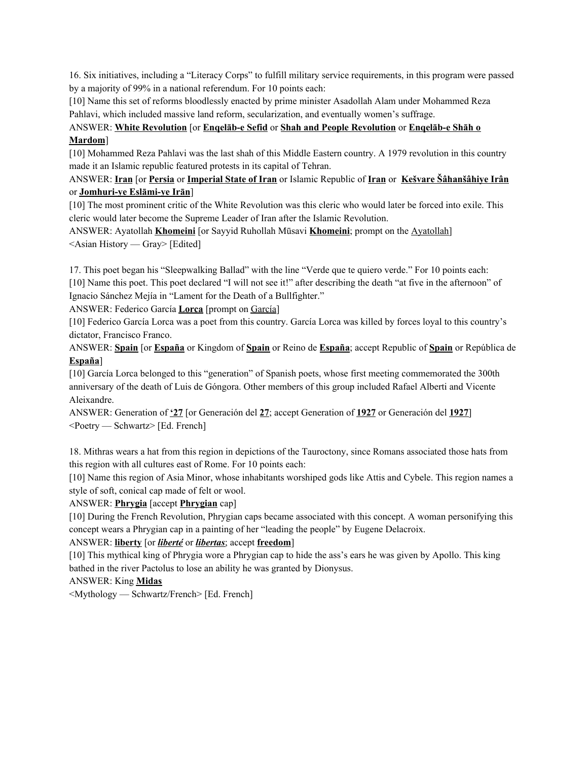16. Six initiatives, including a "Literacy Corps" to fulfill military service requirements, in this program were passed by a majority of 99% in a national referendum. For 10 points each:

[10] Name this set of reforms bloodlessly enacted by prime minister Asadollah Alam under Mohammed Reza Pahlavi, which included massive land reform, secularization, and eventually women's suffrage.

ANSWER: **White Revolution** [or **Enqelāb-e Sefid** or **Shah and People Revolution** or **Enqelāb-e Shāh o Mardom**]

[10] Mohammed Reza Pahlavi was the last shah of this Middle Eastern country. A 1979 revolution in this country made it an Islamic republic featured protests in its capital of Tehran.

ANSWER: **Iran** [or **Persia** or **Imperial State of Iran** or Islamic Republic of **Iran** or **Kešvare Šâhanšâhiye Irân** or **Jomhuri-ye Eslāmi-ye Irān**]

[10] The most prominent critic of the White Revolution was this cleric who would later be forced into exile. This cleric would later become the Supreme Leader of Iran after the Islamic Revolution.

ANSWER: Ayatollah **Khomeini** [or Sayyid Ruhollah Mūsavi **Khomeini**; prompt on the Ayatollah]

<Asian History — Gray> [Edited]

17. This poet began his "Sleepwalking Ballad" with the line "Verde que te quiero verde." For 10 points each:

[10] Name this poet. This poet declared "I will not see it!" after describing the death "at five in the afternoon" of Ignacio Sánchez Mejía in "Lament for the Death of a Bullfighter."

ANSWER: Federico García **Lorca** [prompt on García]

[10] Federico García Lorca was a poet from this country. García Lorca was killed by forces loyal to this country's dictator, Francisco Franco.

ANSWER: **Spain** [or **España** or Kingdom of **Spain** or Reino de **España**; accept Republic of **Spain** or República de **España**]

[10] García Lorca belonged to this "generation" of Spanish poets, whose first meeting commemorated the 300th anniversary of the death of Luis de Góngora. Other members of this group included Rafael Alberti and Vicente Aleixandre.

ANSWER: Generation of **'27** [or Generación del **27**; accept Generation of **1927** or Generación del **1927**]

<Poetry — Schwartz> [Ed. French]

18. Mithras wears a hat from this region in depictions of the Tauroctony, since Romans associated those hats from this region with all cultures east of Rome. For 10 points each:

[10] Name this region of Asia Minor, whose inhabitants worshiped gods like Attis and Cybele. This region names a style of soft, conical cap made of felt or wool.

ANSWER: **Phrygia** [accept **Phrygian** cap]

[10] During the French Revolution, Phrygian caps became associated with this concept. A woman personifying this concept wears a Phrygian cap in a painting of her "leading the people" by Eugene Delacroix.

ANSWER: **liberty** [or ***liberté*** or ***libertas***; accept **freedom**]

[10] This mythical king of Phrygia wore a Phrygian cap to hide the ass's ears he was given by Apollo. This king bathed in the river Pactolus to lose an ability he was granted by Dionysus.

ANSWER: King **Midas**

<Mythology — Schwartz/French> [Ed. French]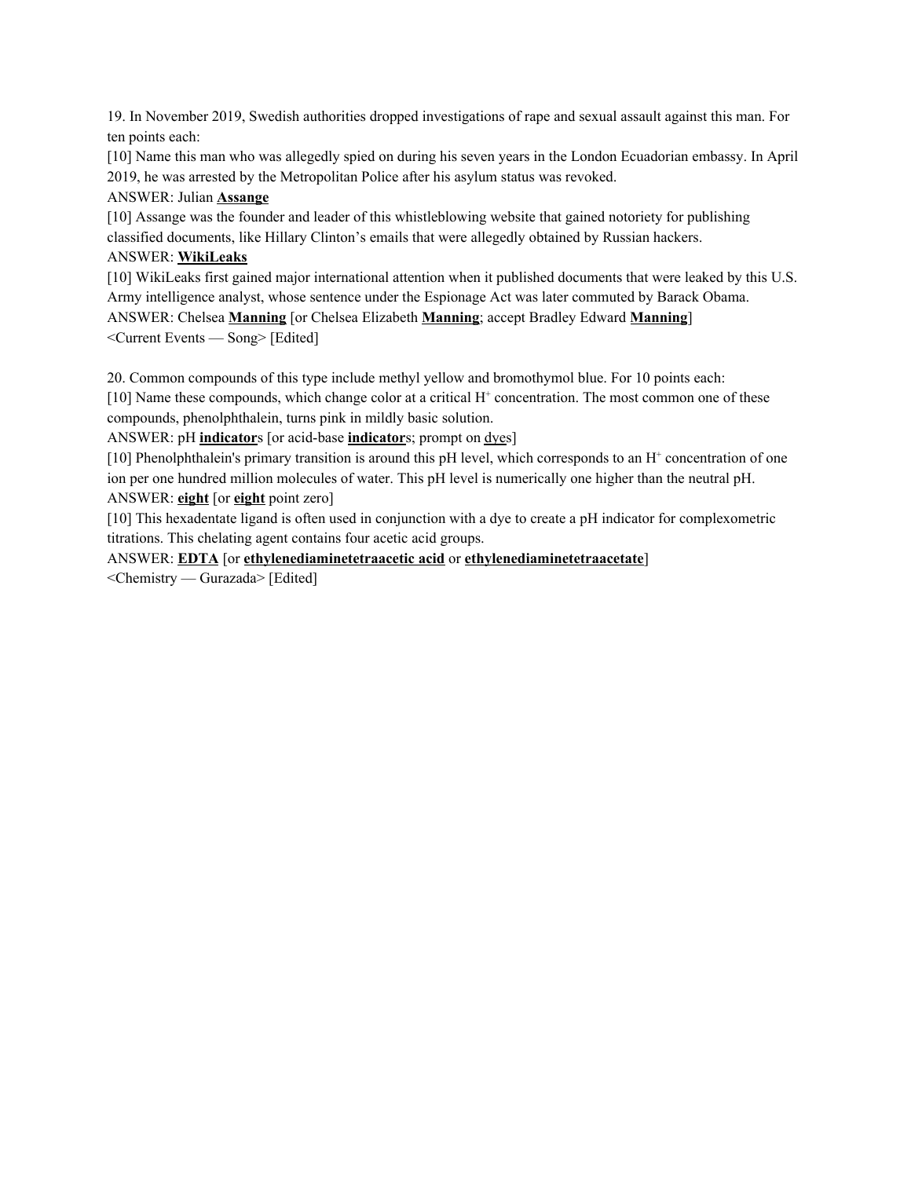19. In November 2019, Swedish authorities dropped investigations of rape and sexual assault against this man. For ten points each:

[10] Name this man who was allegedly spied on during his seven years in the London Ecuadorian embassy. In April 2019, he was arrested by the Metropolitan Police after his asylum status was revoked.

ANSWER: Julian **Assange**

[10] Assange was the founder and leader of this whistleblowing website that gained notoriety for publishing classified documents, like Hillary Clinton's emails that were allegedly obtained by Russian hackers.

ANSWER: **WikiLeaks**

[10] WikiLeaks first gained major international attention when it published documents that were leaked by this U.S. Army intelligence analyst, whose sentence under the Espionage Act was later commuted by Barack Obama.

ANSWER: Chelsea **Manning** [or Chelsea Elizabeth **Manning**; accept Bradley Edward **Manning**]

<Current Events — Song> [Edited]

20. Common compounds of this type include methyl yellow and bromothymol blue. For 10 points each:

[10] Name these compounds, which change color at a critical $H^+$ concentration. The most common one of these compounds, phenolphthalein, turns pink in mildly basic solution.

ANSWER: pH **indicator**s [or acid-base **indicator**s; prompt on dyes]

[10] Phenolphthalein's primary transition is around this pH level, which corresponds to an $H^+$ concentration of one ion per one hundred million molecules of water. This pH level is numerically one higher than the neutral pH.

ANSWER: **eight** [or **eight** point zero]

[10] This hexadentate ligand is often used in conjunction with a dye to create a pH indicator for complexometric titrations. This chelating agent contains four acetic acid groups.

ANSWER: **EDTA** [or **ethylenediaminetetraacetic acid** or **ethylenediaminetetraacetate**]

<Chemistry — Gurazada> [Edited]